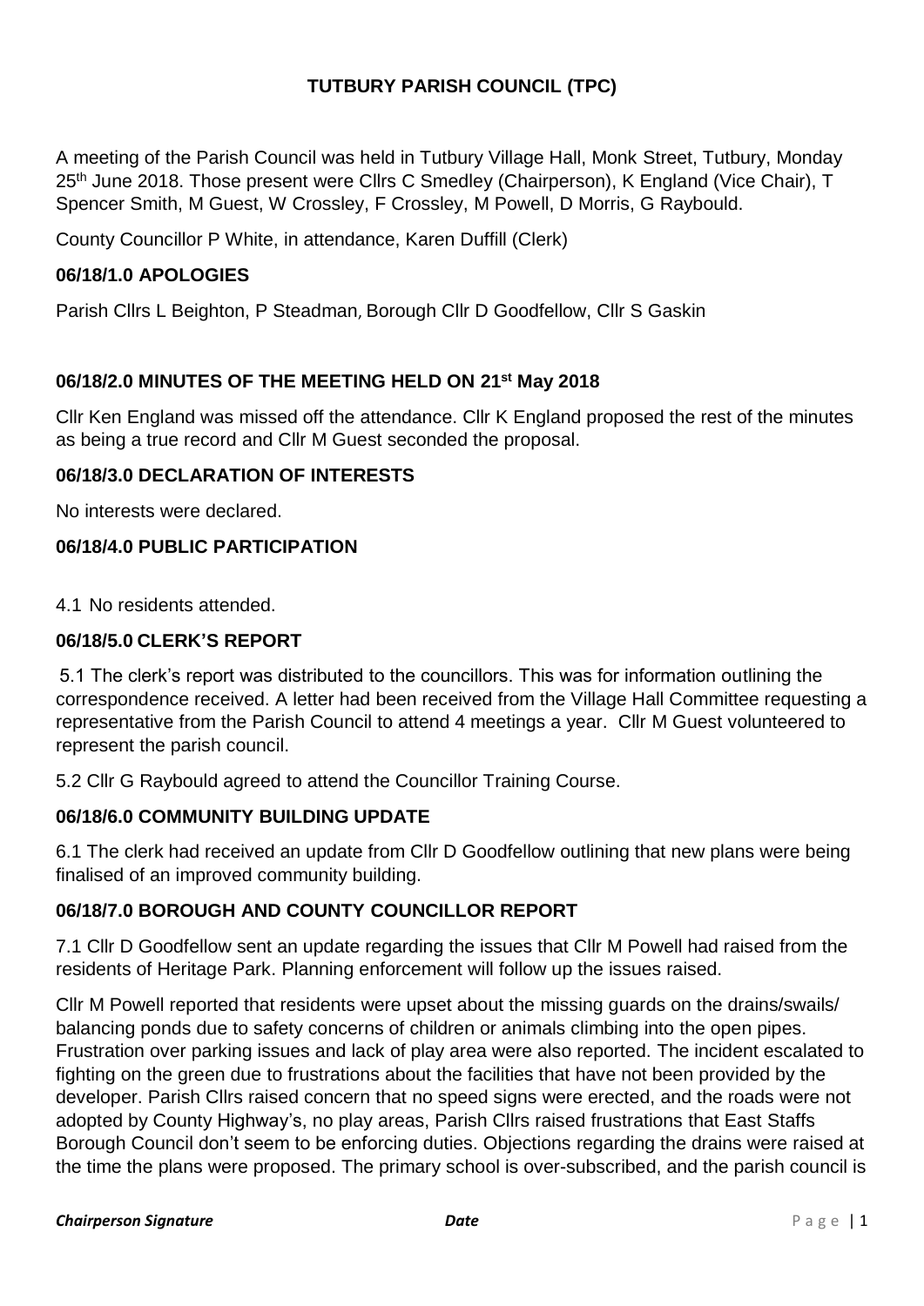# TUTBURY PARISH COUNCIL (TPC)

A meeting of the Parish Council was held in Tutbury Village Hall, Monk Street, Tutbury, Monday 25th June 2018. Those present were Cllrs C Smedley (Chairperson), K England (Vice Chair), T Spencer Smith, M Guest, W Crossley, F Crossley, M Powell, D Morris, G Raybould.

County Councillor P White, in attendance, Karen Duffill (Clerk)

## 06/18/1.0 APOLOGIES

Parish Cllrs L Beighton, P Steadman, Borough Cllr D Goodfellow, Cllr S Gaskin

## 06/18/2.0 MINUTES OF THE MEETING HELD ON 21st May 2018

Cllr Ken England was missed off the attendance. Cllr K England proposed the rest of the minutes as being a true record and Cllr M Guest seconded the proposal.

## 06/18/3.0 DECLARATION OF INTERESTS

No interests were declared.

## 06/18/4.0 PUBLIC PARTICIPATION

4.1 No residents attended.

## 06/18/5.0 CLERK'S REPORT

5.1 The clerk's report was distributed to the councillors. This was for information outlining the correspondence received. A letter had been received from the Village Hall Committee requesting a representative from the Parish Council to attend 4 meetings a year. Cllr M Guest volunteered to represent the parish council.

5.2 Cllr G Raybould agreed to attend the Councillor Training Course.

## 06/18/6.0 COMMUNITY BUILDING UPDATE

6.1 The clerk had received an update from Cllr D Goodfellow outlining that new plans were being finalised of an improved community building.

## 06/18/7.0 BOROUGH AND COUNTY COUNCILLOR REPORT

7.1 Cllr D Goodfellow sent an update regarding the issues that Cllr M Powell had raised from the residents of Heritage Park. Planning enforcement will follow up the issues raised.

Cllr M Powell reported that residents were upset about the missing guards on the drains/swails/ balancing ponds due to safety concerns of children or animals climbing into the open pipes. Frustration over parking issues and lack of play area were also reported. The incident escalated to fighting on the green due to frustrations about the facilities that have not been provided by the developer. Parish Cllrs raised concern that no speed signs were erected, and the roads were not adopted by County Highway's, no play areas, Parish Cllrs raised frustrations that East Staffs Borough Council don't seem to be enforcing duties. Objections regarding the drains were raised at the time the plans were proposed. The primary school is over-subscribed, and the parish council is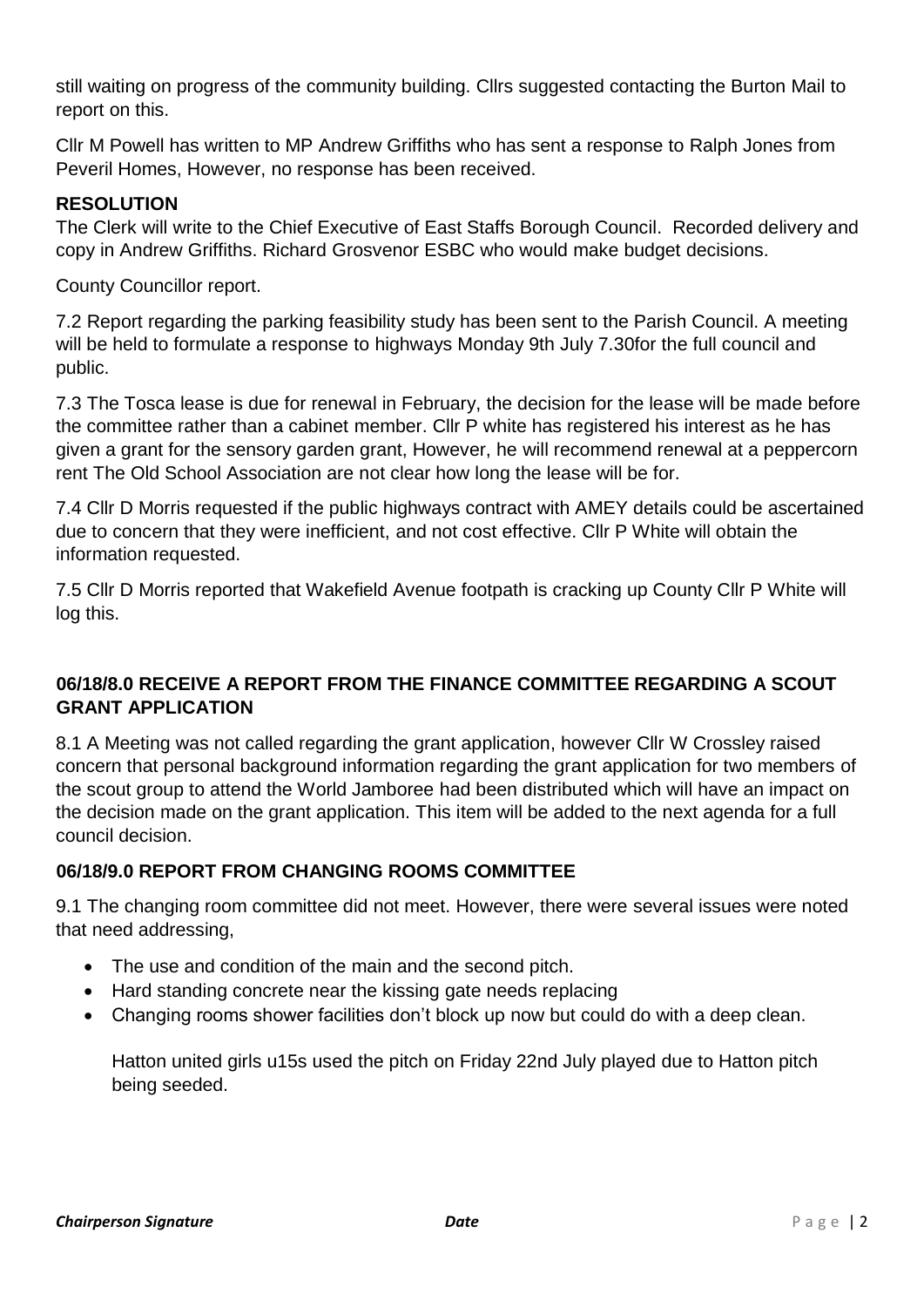still waiting on progress of the community building. Cllrs suggested contacting the Burton Mail to report on this.

Cllr M Powell has written to MP Andrew Griffiths who has sent a response to Ralph Jones from Peveril Homes, However, no response has been received.

**RESOLUTION**

The Clerk will write to the Chief Executive of East Staffs Borough Council. Recorded delivery and copy in Andrew Griffiths. Richard Grosvenor ESBC who would make budget decisions.

County Councillor report.

7.2 Report regarding the parking feasibility study has been sent to the Parish Council. A meeting will be held to formulate a response to highways Monday 9th July 7.30for the full council and public.

7.3 The Tosca lease is due for renewal in February, the decision for the lease will be made before the committee rather than a cabinet member. Cllr P white has registered his interest as he has given a grant for the sensory garden grant, However, he will recommend renewal at a peppercorn rent The Old School Association are not clear how long the lease will be for.

7.4 Cllr D Morris requested if the public highways contract with AMEY details could be ascertained due to concern that they were inefficient, and not cost effective. Cllr P White will obtain the information requested.

7.5 Cllr D Morris reported that Wakefield Avenue footpath is cracking up County Cllr P White will log this.

## 06/18/8.0 RECEIVE A REPORT FROM THE FINANCE COMMITTEE REGARDING A SCOUT GRANT APPLICATION

8.1 A Meeting was not called regarding the grant application, however Cllr W Crossley raised concern that personal background information regarding the grant application for two members of the scout group to attend the World Jamboree had been distributed which will have an impact on the decision made on the grant application. This item will be added to the next agenda for a full council decision.

## 06/18/9.0 REPORT FROM CHANGING ROOMS COMMITTEE

9.1 The changing room committee did not meet. However, there were several issues were noted that need addressing,

- The use and condition of the main and the second pitch.
- Hard standing concrete near the kissing gate needs replacing
- Changing rooms shower facilities don't block up now but could do with a deep clean.

Hatton united girls u15s used the pitch on Friday 22nd July played due to Hatton pitch being seeded.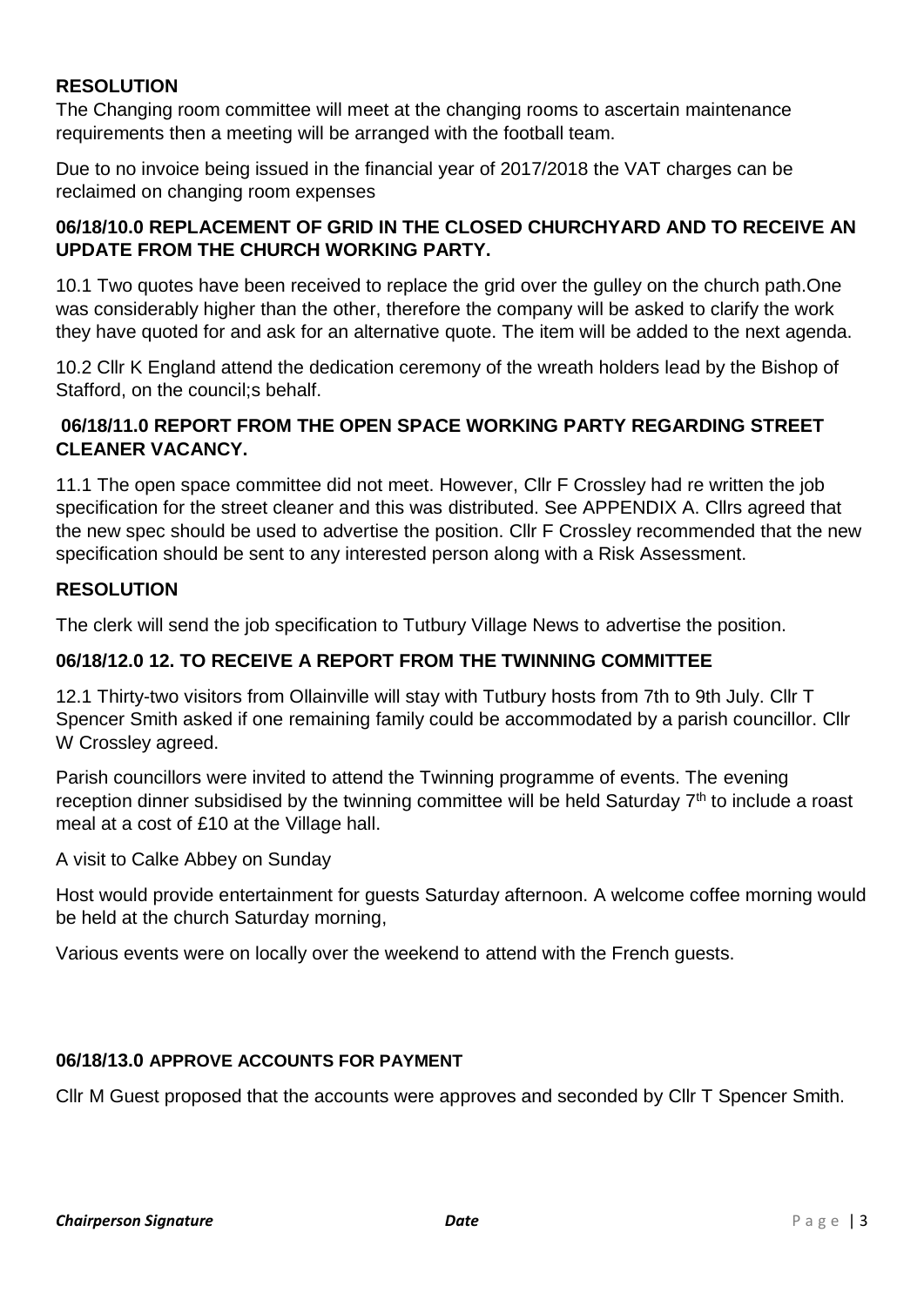**RESOLUTION**

The Changing room committee will meet at the changing rooms to ascertain maintenance requirements then a meeting will be arranged with the football team.

Due to no invoice being issued in the financial year of 2017/2018 the VAT charges can be reclaimed on changing room expenses

**06/18/10.0 REPLACEMENT OF GRID IN THE CLOSED CHURCHYARD AND TO RECEIVE AN UPDATE FROM THE CHURCH WORKING PARTY.**

10.1 Two quotes have been received to replace the grid over the gulley on the church path.One was considerably higher than the other, therefore the company will be asked to clarify the work they have quoted for and ask for an alternative quote. The item will be added to the next agenda.

10.2 Cllr K England attend the dedication ceremony of the wreath holders lead by the Bishop of Stafford, on the council;s behalf.

**06/18/11.0 REPORT FROM THE OPEN SPACE WORKING PARTY REGARDING STREET CLEANER VACANCY.**

11.1 The open space committee did not meet. However, Cllr F Crossley had re written the job specification for the street cleaner and this was distributed. See APPENDIX A. Cllrs agreed that the new spec should be used to advertise the position. Cllr F Crossley recommended that the new specification should be sent to any interested person along with a Risk Assessment.

**RESOLUTION**

The clerk will send the job specification to Tutbury Village News to advertise the position.

**06/18/12.0 12. TO RECEIVE A REPORT FROM THE TWINNING COMMITTEE**

12.1 Thirty-two visitors from Ollainville will stay with Tutbury hosts from 7th to 9th July. Cllr T Spencer Smith asked if one remaining family could be accommodated by a parish councillor. Cllr W Crossley agreed.

Parish councillors were invited to attend the Twinning programme of events. The evening reception dinner subsidised by the twinning committee will be held Saturday 7th to include a roast meal at a cost of £10 at the Village hall.

A visit to Calke Abbey on Sunday

Host would provide entertainment for guests Saturday afternoon. A welcome coffee morning would be held at the church Saturday morning,

Various events were on locally over the weekend to attend with the French guests.

**06/18/13.0 APPROVE ACCOUNTS FOR PAYMENT**

Cllr M Guest proposed that the accounts were approves and seconded by Cllr T Spencer Smith.

***Chairperson Signature*** ***Date***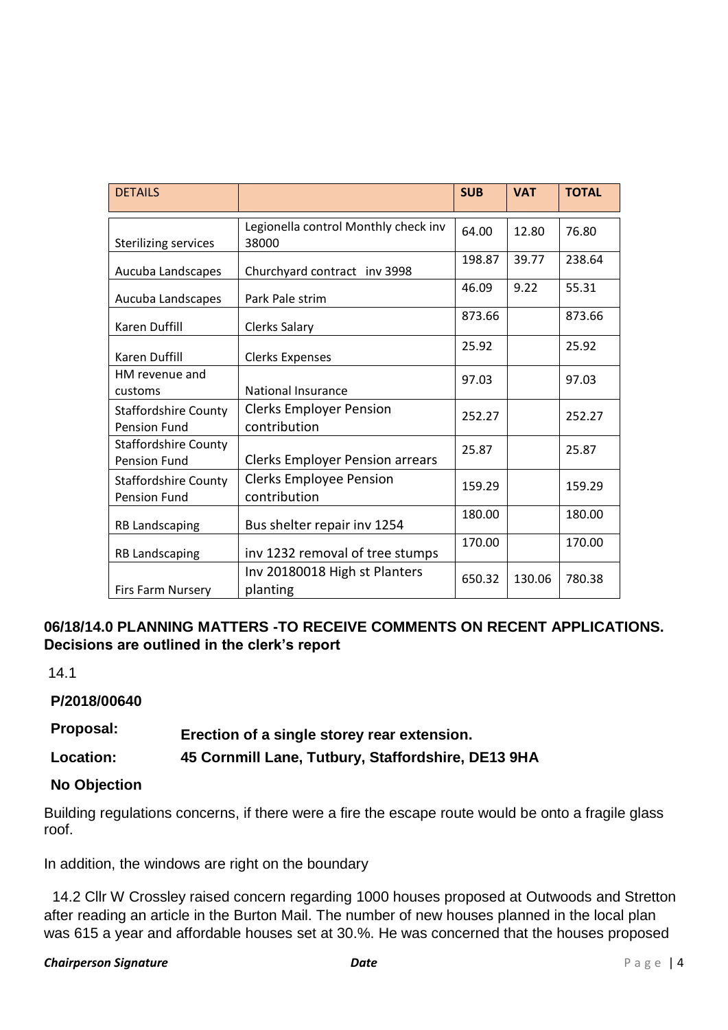| DETAILS | | SUB | VAT | TOTAL |
|---|---|---|---|---|
| Sterilizing services | Legionella control Monthly check inv 38000 | 64.00 | 12.80 | 76.80 |
| Aucuba Landscapes | Churchyard contract inv 3998 | 198.87 | 39.77 | 238.64 |
| Aucuba Landscapes | Park Pale strim | 46.09 | 9.22 | 55.31 |
| Karen Duffill | Clerks Salary | 873.66 | | 873.66 |
| Karen Duffill | Clerks Expenses | 25.92 | | 25.92 |
| HM revenue and customs | National Insurance | 97.03 | | 97.03 |
| Staffordshire County Pension Fund | Clerks Employer Pension contribution | 252.27 | | 252.27 |
| Staffordshire County Pension Fund | Clerks Employer Pension arrears | 25.87 | | 25.87 |
| Staffordshire County Pension Fund | Clerks Employee Pension contribution | 159.29 | | 159.29 |
| RB Landscaping | Bus shelter repair inv 1254 | 180.00 | | 180.00 |
| RB Landscaping | inv 1232 removal of tree stumps | 170.00 | | 170.00 |
| Firs Farm Nursery | Inv 20180018 High st Planters planting | 650.32 | 130.06 | 780.38 |

**06/18/14.0 PLANNING MATTERS -TO RECEIVE COMMENTS ON RECENT APPLICATIONS. Decisions are outlined in the clerk's report**

14.1

**P/2018/00640**

**Proposal:** **Erection of a single storey rear extension.**

**Location:** **45 Cornmill Lane, Tutbury, Staffordshire, DE13 9HA**

**No Objection**

Building regulations concerns, if there were a fire the escape route would be onto a fragile glass roof.

In addition, the windows are right on the boundary

14.2 Cllr W Crossley raised concern regarding 1000 houses proposed at Outwoods and Stretton after reading an article in the Burton Mail. The number of new houses planned in the local plan was 615 a year and affordable houses set at 30.%. He was concerned that the houses proposed

***Chairperson Signature*** ***Date***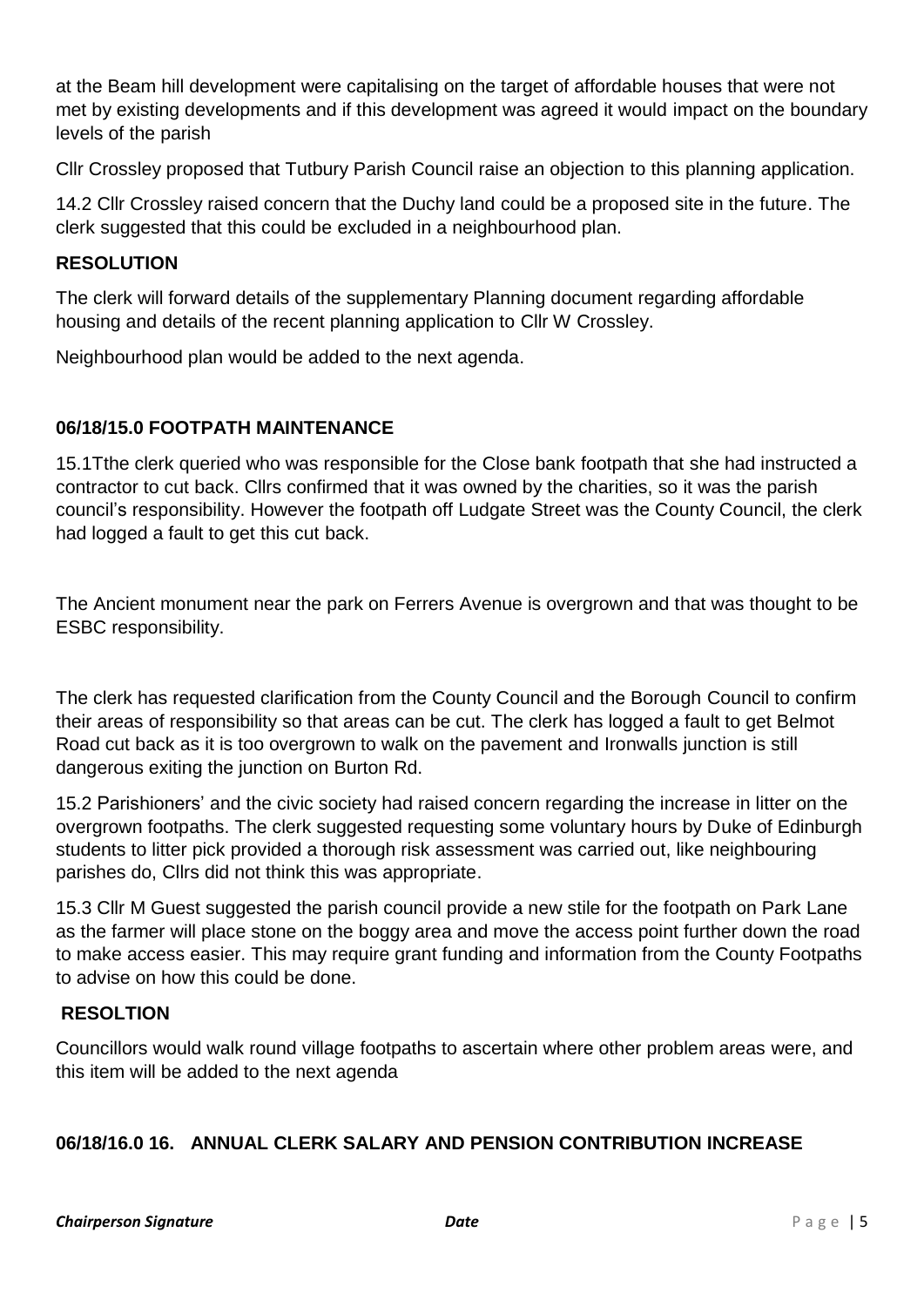at the Beam hill development were capitalising on the target of affordable houses that were not met by existing developments and if this development was agreed it would impact on the boundary levels of the parish

Cllr Crossley proposed that Tutbury Parish Council raise an objection to this planning application.

14.2 Cllr Crossley raised concern that the Duchy land could be a proposed site in the future. The clerk suggested that this could be excluded in a neighbourhood plan.

**RESOLUTION**

The clerk will forward details of the supplementary Planning document regarding affordable housing and details of the recent planning application to Cllr W Crossley.

Neighbourhood plan would be added to the next agenda.

**06/18/15.0 FOOTPATH MAINTENANCE**

15.1Tthe clerk queried who was responsible for the Close bank footpath that she had instructed a contractor to cut back. Cllrs confirmed that it was owned by the charities, so it was the parish council's responsibility. However the footpath off Ludgate Street was the County Council, the clerk had logged a fault to get this cut back.

The Ancient monument near the park on Ferrers Avenue is overgrown and that was thought to be ESBC responsibility.

The clerk has requested clarification from the County Council and the Borough Council to confirm their areas of responsibility so that areas can be cut. The clerk has logged a fault to get Belmot Road cut back as it is too overgrown to walk on the pavement and Ironwalls junction is still dangerous exiting the junction on Burton Rd.

15.2 Parishioners' and the civic society had raised concern regarding the increase in litter on the overgrown footpaths. The clerk suggested requesting some voluntary hours by Duke of Edinburgh students to litter pick provided a thorough risk assessment was carried out, like neighbouring parishes do, Cllrs did not think this was appropriate.

15.3 Cllr M Guest suggested the parish council provide a new stile for the footpath on Park Lane as the farmer will place stone on the boggy area and move the access point further down the road to make access easier. This may require grant funding and information from the County Footpaths to advise on how this could be done.

**RESOLTION**

Councillors would walk round village footpaths to ascertain where other problem areas were, and this item will be added to the next agenda

**06/18/16.0 16. ANNUAL CLERK SALARY AND PENSION CONTRIBUTION INCREASE**

***Chairperson Signature*** ***Date***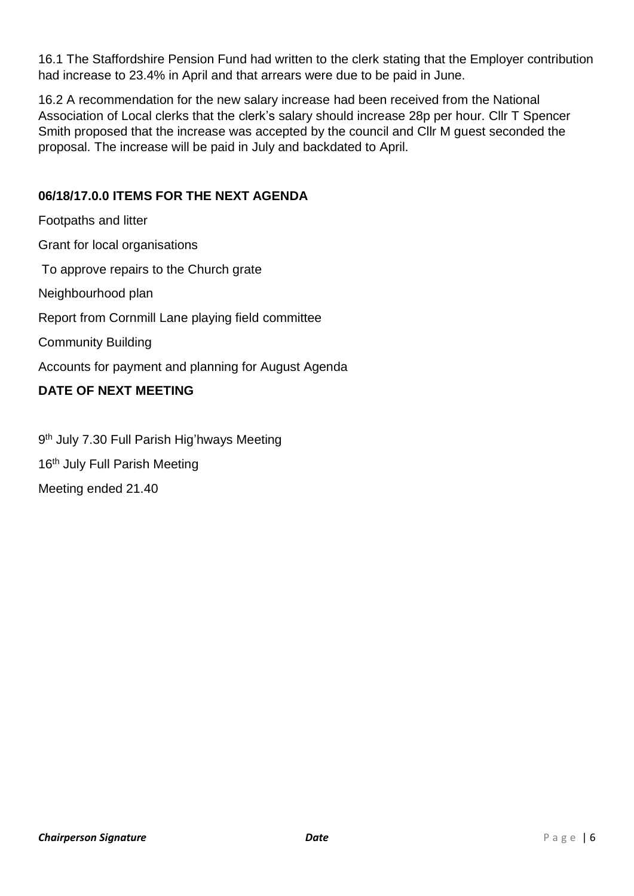16.1 The Staffordshire Pension Fund had written to the clerk stating that the Employer contribution had increase to 23.4% in April and that arrears were due to be paid in June.

16.2 A recommendation for the new salary increase had been received from the National Association of Local clerks that the clerk's salary should increase 28p per hour. Cllr T Spencer Smith proposed that the increase was accepted by the council and Cllr M guest seconded the proposal. The increase will be paid in July and backdated to April.

**06/18/17.0.0 ITEMS FOR THE NEXT AGENDA**

Footpaths and litter

Grant for local organisations

To approve repairs to the Church grate

Neighbourhood plan

Report from Cornmill Lane playing field committee

Community Building

Accounts for payment and planning for August Agenda

**DATE OF NEXT MEETING**

9th July 7.30 Full Parish Hig'hways Meeting

16th July Full Parish Meeting

Meeting ended 21.40

***Chairperson Signature*** ***Date***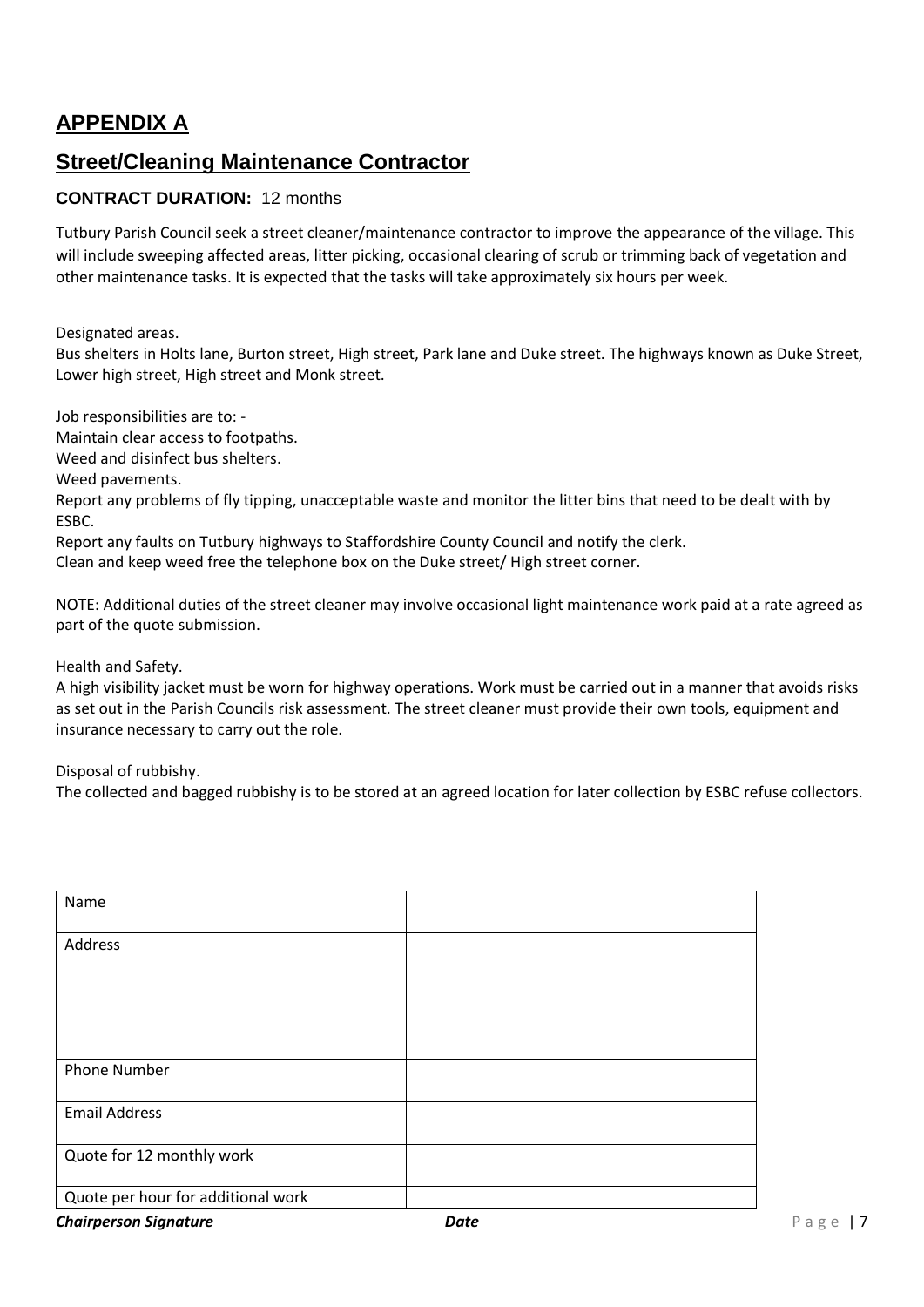# APPENDIX A

## Street/Cleaning Maintenance Contractor

**CONTRACT DURATION:** 12 months

Tutbury Parish Council seek a street cleaner/maintenance contractor to improve the appearance of the village. This will include sweeping affected areas, litter picking, occasional clearing of scrub or trimming back of vegetation and other maintenance tasks. It is expected that the tasks will take approximately six hours per week.

Designated areas.
Bus shelters in Holts lane, Burton street, High street, Park lane and Duke street. The highways known as Duke Street, Lower high street, High street and Monk street.

Job responsibilities are to: -
Maintain clear access to footpaths.
Weed and disinfect bus shelters.
Weed pavements.
Report any problems of fly tipping, unacceptable waste and monitor the litter bins that need to be dealt with by ESBC.
Report any faults on Tutbury highways to Staffordshire County Council and notify the clerk.
Clean and keep weed free the telephone box on the Duke street/ High street corner.

NOTE: Additional duties of the street cleaner may involve occasional light maintenance work paid at a rate agreed as part of the quote submission.

Health and Safety.
A high visibility jacket must be worn for highway operations. Work must be carried out in a manner that avoids risks as set out in the Parish Councils risk assessment. The street cleaner must provide their own tools, equipment and insurance necessary to carry out the role.

Disposal of rubbishy.
The collected and bagged rubbishy is to be stored at an agreed location for later collection by ESBC refuse collectors.

| Name | |
|---|---|
| Address | |
| Phone Number | |
| Email Address | |
| Quote for 12 monthly work | |
| Quote per hour for additional work | |

***Chairperson Signature*** ***Date***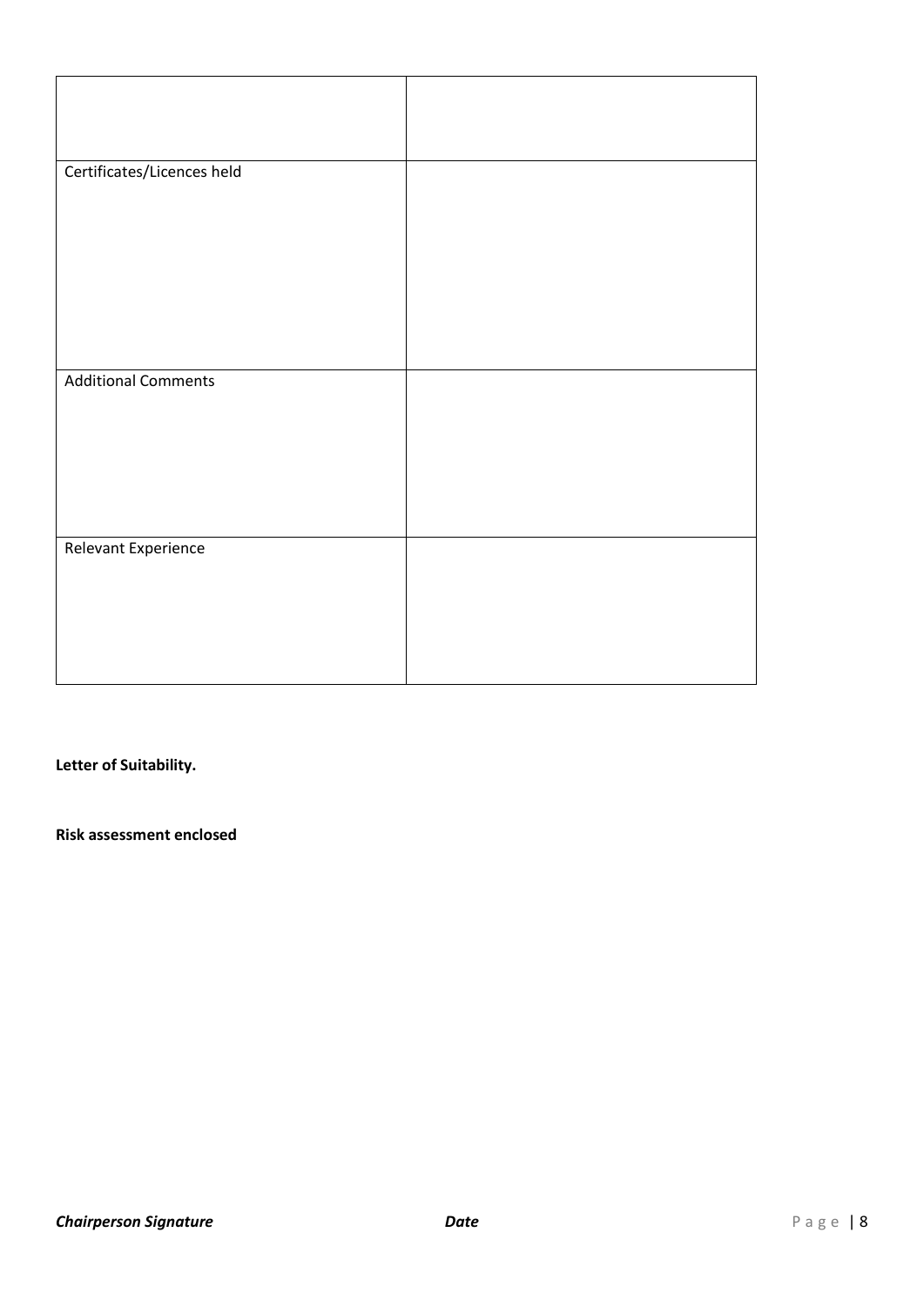| | |
|---|---|
| | |
| Certificates/Licences held | |
| Additional Comments | |
| Relevant Experience | |

**Letter of Suitability.**

**Risk assessment enclosed**

***Chairperson Signature*** ***Date***